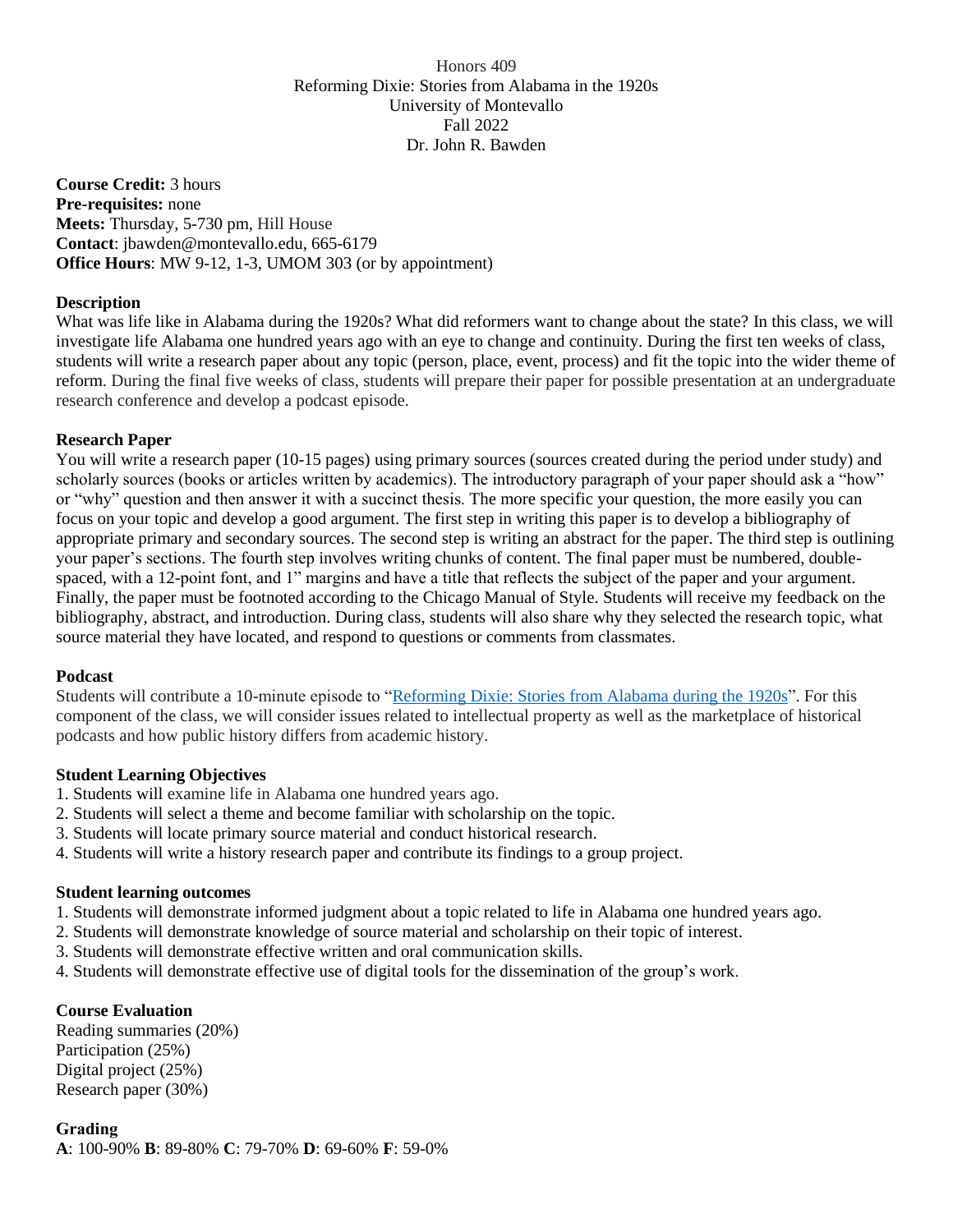Honors 409
Reforming Dixie: Stories from Alabama in the 1920s
University of Montevallo
Fall 2022
Dr. John R. Bawden

**Course Credit:** 3 hours
**Pre-requisites:** none
**Meets:** Thursday, 5-730 pm, Hill House
**Contact**: jbawden@montevallo.edu, 665-6179
**Office Hours**: MW 9-12, 1-3, UMOM 303 (or by appointment)

**Description**
What was life like in Alabama during the 1920s? What did reformers want to change about the state? In this class, we will investigate life Alabama one hundred years ago with an eye to change and continuity. During the first ten weeks of class, students will write a research paper about any topic (person, place, event, process) and fit the topic into the wider theme of reform. During the final five weeks of class, students will prepare their paper for possible presentation at an undergraduate research conference and develop a podcast episode.

**Research Paper**
You will write a research paper (10-15 pages) using primary sources (sources created during the period under study) and scholarly sources (books or articles written by academics). The introductory paragraph of your paper should ask a "how" or "why" question and then answer it with a succinct thesis. The more specific your question, the more easily you can focus on your topic and develop a good argument. The first step in writing this paper is to develop a bibliography of appropriate primary and secondary sources. The second step is writing an abstract for the paper. The third step is outlining your paper's sections. The fourth step involves writing chunks of content. The final paper must be numbered, double-spaced, with a 12-point font, and 1" margins and have a title that reflects the subject of the paper and your argument. Finally, the paper must be footnoted according to the Chicago Manual of Style. Students will receive my feedback on the bibliography, abstract, and introduction. During class, students will also share why they selected the research topic, what source material they have located, and respond to questions or comments from classmates.

**Podcast**
Students will contribute a 10-minute episode to "Reforming Dixie: Stories from Alabama during the 1920s". For this component of the class, we will consider issues related to intellectual property as well as the marketplace of historical podcasts and how public history differs from academic history.

**Student Learning Objectives**
1. Students will examine life in Alabama one hundred years ago.
2. Students will select a theme and become familiar with scholarship on the topic.
3. Students will locate primary source material and conduct historical research.
4. Students will write a history research paper and contribute its findings to a group project.

**Student learning outcomes**
1. Students will demonstrate informed judgment about a topic related to life in Alabama one hundred years ago.
2. Students will demonstrate knowledge of source material and scholarship on their topic of interest.
3. Students will demonstrate effective written and oral communication skills.
4. Students will demonstrate effective use of digital tools for the dissemination of the group's work.

**Course Evaluation**
Reading summaries (20%)
Participation (25%)
Digital project (25%)
Research paper (30%)

**Grading**
**A**: 100-90% **B**: 89-80% **C**: 79-70% **D**: 69-60% **F**: 59-0%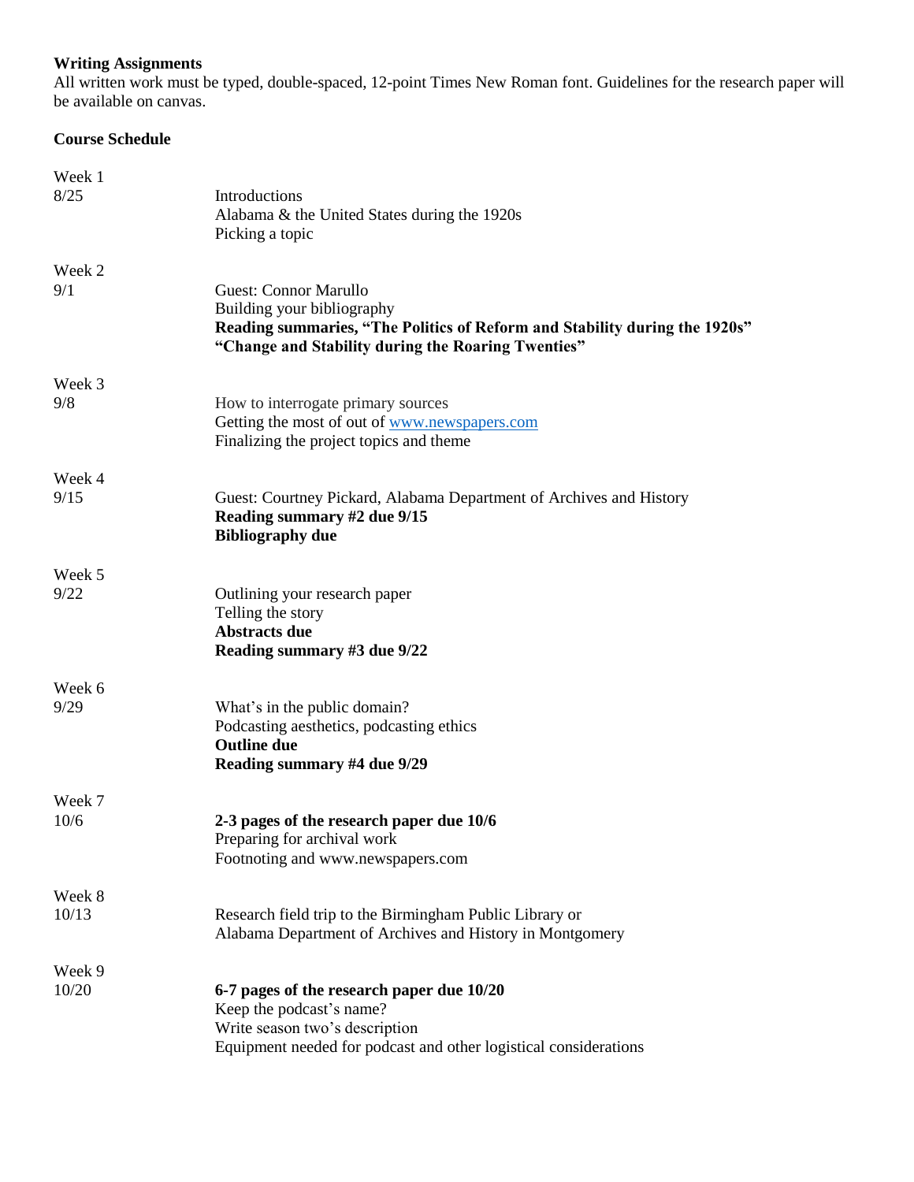**Writing Assignments**
All written work must be typed, double-spaced, 12-point Times New Roman font. Guidelines for the research paper will be available on canvas.

**Course Schedule**

| | |
|---|---|
| Week 1<br>8/25 | Introductions<br>Alabama & the United States during the 1920s<br>Picking a topic |
| Week 2<br>9/1 | Guest: Connor Marullo<br>Building your bibliography<br>**Reading summaries, "The Politics of Reform and Stability during the 1920s" "Change and Stability during the Roaring Twenties"** |
| Week 3<br>9/8 | How to interrogate primary sources<br>Getting the most of out of www.newspapers.com<br>Finalizing the project topics and theme |
| Week 4<br>9/15 | Guest: Courtney Pickard, Alabama Department of Archives and History<br>**Reading summary #2 due 9/15**<br>**Bibliography due** |
| Week 5<br>9/22 | Outlining your research paper<br>Telling the story<br>**Abstracts due**<br>**Reading summary #3 due 9/22** |
| Week 6<br>9/29 | What's in the public domain?<br>Podcasting aesthetics, podcasting ethics<br>**Outline due**<br>**Reading summary #4 due 9/29** |
| Week 7<br>10/6 | **2-3 pages of the research paper due 10/6**<br>Preparing for archival work<br>Footnoting and www.newspapers.com |
| Week 8<br>10/13 | Research field trip to the Birmingham Public Library or<br>Alabama Department of Archives and History in Montgomery |
| Week 9<br>10/20 | **6-7 pages of the research paper due 10/20**<br>Keep the podcast's name?<br>Write season two's description<br>Equipment needed for podcast and other logistical considerations |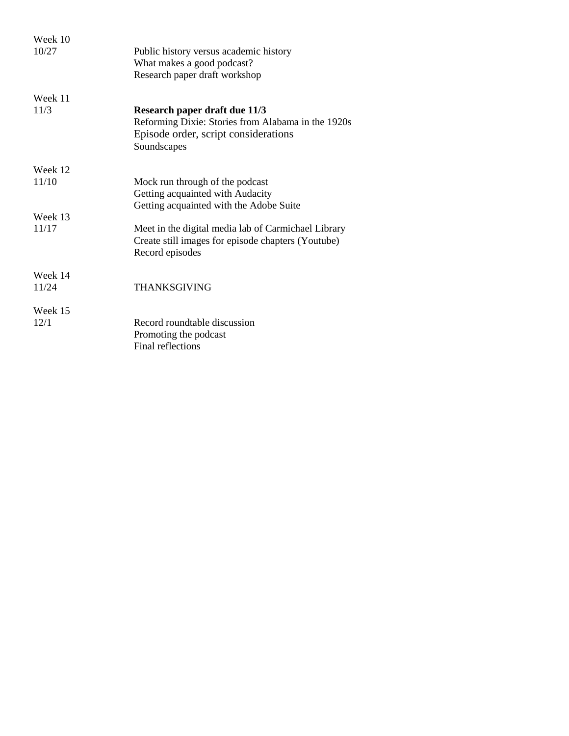| | |
|---|---|
| Week 10<br>10/27 | Public history versus academic history<br>What makes a good podcast?<br>Research paper draft workshop |
| Week 11<br>11/3 | **Research paper draft due 11/3**<br>Reforming Dixie: Stories from Alabama in the 1920s<br>Episode order, script considerations<br>Soundscapes |
| Week 12<br>11/10 | Mock run through of the podcast<br>Getting acquainted with Audacity<br>Getting acquainted with the Adobe Suite |
| Week 13<br>11/17 | Meet in the digital media lab of Carmichael Library<br>Create still images for episode chapters (Youtube)<br>Record episodes |
| Week 14<br>11/24 | THANKSGIVING |
| Week 15<br>12/1 | Record roundtable discussion<br>Promoting the podcast<br>Final reflections |